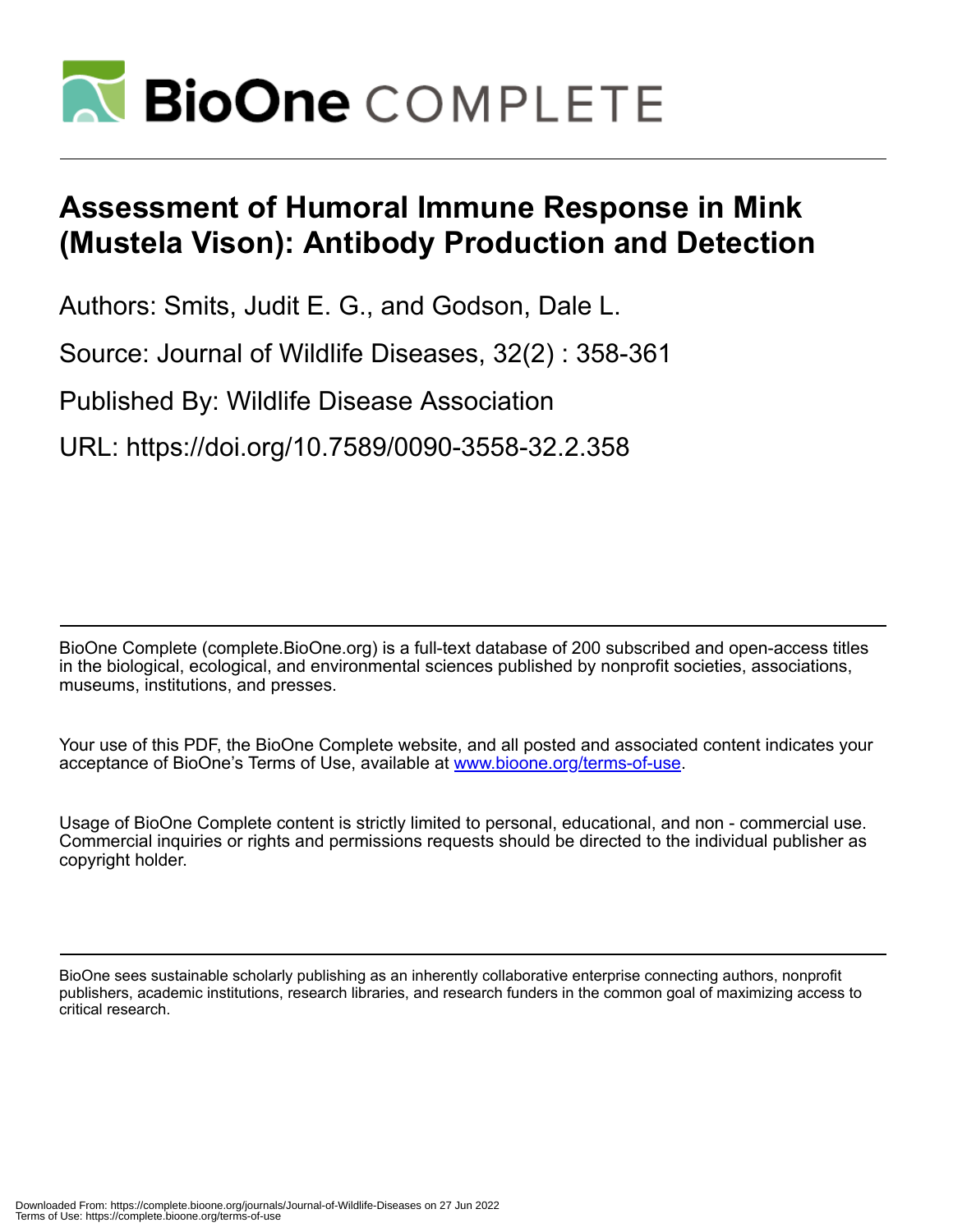# Assessment of Humoral Immune Response in Mink (Mustela Vison): Antibody Production and Detection

Authors: Smits, Judit E. G., and Godson, Dale L.

Source: Journal of Wildlife Diseases, 32(2) : 358-361

Published By: Wildlife Disease Association

URL: https://doi.org/10.7589/0090-3558-32.2.358

BioOne Complete (complete.BioOne.org) is a full-text database of 200 subscribed and open-access titles in the biological, ecological, and environmental sciences published by nonprofit societies, associations, museums, institutions, and presses.

Your use of this PDF, the BioOne Complete website, and all posted and associated content indicates your acceptance of BioOne's Terms of Use, available at www.bioone.org/terms-of-use.

Usage of BioOne Complete content is strictly limited to personal, educational, and non - commercial use. Commercial inquiries or rights and permissions requests should be directed to the individual publisher as copyright holder.

BioOne sees sustainable scholarly publishing as an inherently collaborative enterprise connecting authors, nonprofit publishers, academic institutions, research libraries, and research funders in the common goal of maximizing access to critical research.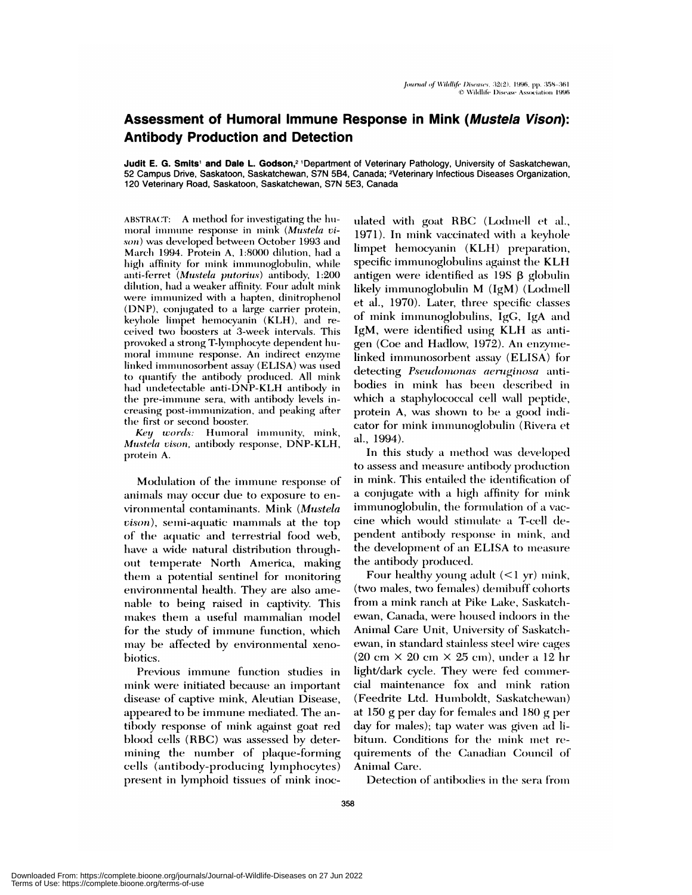# Assessment of Humoral Immune Response in Mink (*Mustela Vison*): Antibody Production and Detection

**Judit E. G. Smits[1] and Dale L. Godson,[2]** [1]Department of Veterinary Pathology, University of Saskatchewan, 52 Campus Drive, Saskatoon, Saskatchewan, S7N 5B4, Canada; [2]Veterinary Infectious Diseases Organization, 120 Veterinary Road, Saskatoon, Saskatchewan, S7N 5E3, Canada

ABSTRACT: A method for investigating the humoral immune response in mink (*Mustela vison*) was developed between October 1993 and March 1994. Protein A, 1:8000 dilution, had a high affinity for mink immunoglobulin, while anti-ferret (*Mustela putorius*) antibody, 1:200 dilution, had a weaker affinity. Four adult mink were immunized with a hapten, dinitrophenol (DNP), conjugated to a large carrier protein, keyhole limpet hemocyanin (KLH), and received two boosters at 3-week intervals. This provoked a strong T-lymphocyte dependent humoral immune response. An indirect enzyme linked immunosorbent assay (ELISA) was used to quantify the antibody produced. All mink had undetectable anti-DNP-KLH antibody in the pre-immune sera, with antibody levels increasing post-immunization, and peaking after the first or second booster.

*Key words:* Humoral immunity, mink, *Mustela vison,* antibody response, DNP-KLH, protein A.

Modulation of the immune response of animals may occur due to exposure to environmental contaminants. Mink (*Mustela vison*), semi-aquatic mammals at the top of the aquatic and terrestrial food web, have a wide natural distribution throughout temperate North America, making them a potential sentinel for monitoring environmental health. They are also amenable to being raised in captivity. This makes them a useful mammalian model for the study of immune function, which may be affected by environmental xenobiotics.

Previous immune function studies in mink were initiated because an important disease of captive mink, Aleutian Disease, appeared to be immune mediated. The antibody response of mink against goat red blood cells (RBC) was assessed by determining the number of plaque-forming cells (antibody-producing lymphocytes) present in lymphoid tissues of mink inoculated with goat RBC (Lodmell et al., 1971). In mink vaccinated with a keyhole limpet hemocyanin (KLH) preparation, specific immunoglobulins against the KLH antigen were identified as 19S β globulin likely immunoglobulin M (IgM) (Lodmell et al., 1970). Later, three specific classes of mink immunoglobulins, IgG, IgA and IgM, were identified using KLH as antigen (Coe and Hadlow, 1972). An enzyme-linked immunosorbent assay (ELISA) for detecting *Pseudomonas aeruginosa* antibodies in mink has been described in which a staphylococcal cell wall peptide, protein A, was shown to be a good indicator for mink immunoglobulin (Rivera et al., 1994).

In this study a method was developed to assess and measure antibody production in mink. This entailed the identification of a conjugate with a high affinity for mink immunoglobulin, the formulation of a vaccine which would stimulate a T-cell dependent antibody response in mink, and the development of an ELISA to measure the antibody produced.

Four healthy young adult (<1 yr) mink, (two males, two females) demibuff cohorts from a mink ranch at Pike Lake, Saskatchewan, Canada, were housed indoors in the Animal Care Unit, University of Saskatchewan, in standard stainless steel wire cages (20 cm × 20 cm × 25 cm), under a 12 hr light/dark cycle. They were fed commercial maintenance fox and mink ration (Feedrite Ltd. Humboldt, Saskatchewan) at 150 g per day for females and 180 g per day for males); tap water was given ad libitum. Conditions for the mink met requirements of the Canadian Council of Animal Care.

Detection of antibodies in the sera from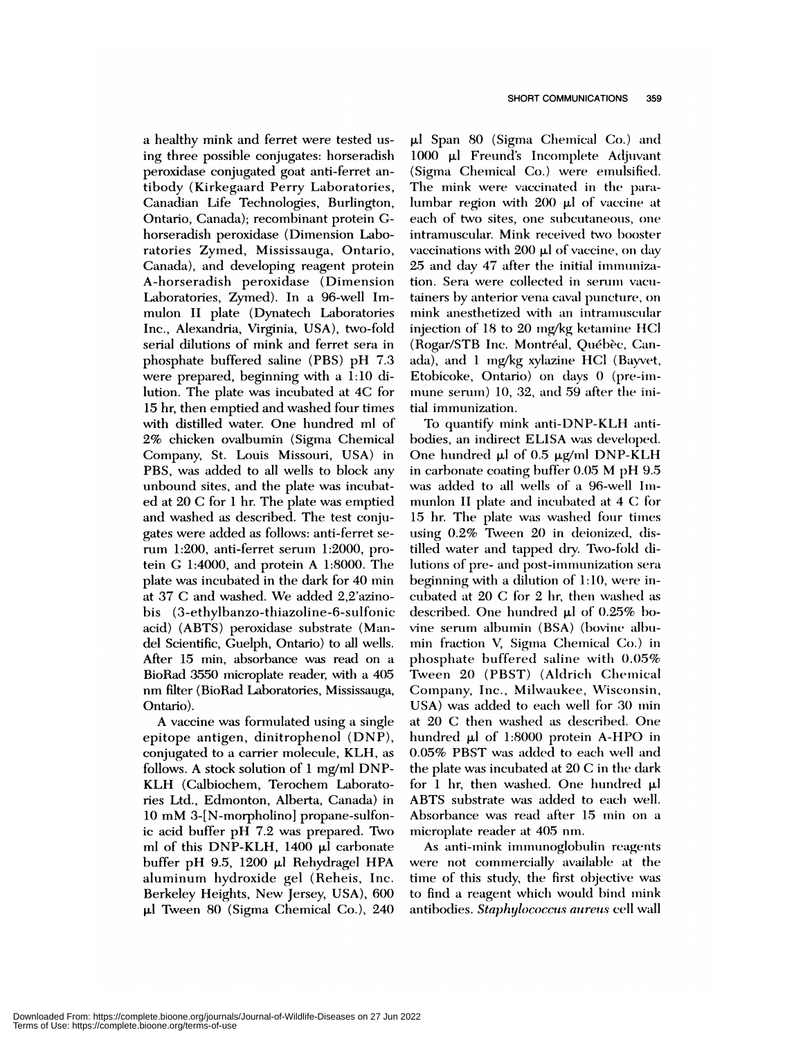a healthy mink and ferret were tested using three possible conjugates: horseradish peroxidase conjugated goat anti-ferret antibody (Kirkegaard Perry Laboratories, Canadian Life Technologies, Burlington, Ontario, Canada); recombinant protein G-horseradish peroxidase (Dimension Laboratories Zymed, Mississauga, Ontario, Canada), and developing reagent protein A-horseradish peroxidase (Dimension Laboratories, Zymed). In a 96-well Immulon II plate (Dynatech Laboratories Inc., Alexandria, Virginia, USA), two-fold serial dilutions of mink and ferret sera in phosphate buffered saline (PBS) pH 7.3 were prepared, beginning with a 1:10 dilution. The plate was incubated at 4C for 15 hr, then emptied and washed four times with distilled water. One hundred ml of 2% chicken ovalbumin (Sigma Chemical Company, St. Louis Missouri, USA) in PBS, was added to all wells to block any unbound sites, and the plate was incubated at 20 C for 1 hr. The plate was emptied and washed as described. The test conjugates were added as follows: anti-ferret serum 1:200, anti-ferret serum 1:2000, protein G 1:4000, and protein A 1:8000. The plate was incubated in the dark for 40 min at 37 C and washed. We added 2,2'azino-bis (3-ethylbanzo-thiazoline-6-sulfonic acid) (ABTS) peroxidase substrate (Mandel Scientific, Guelph, Ontario) to all wells. After 15 min, absorbance was read on a BioRad 3550 microplate reader, with a 405 nm filter (BioRad Laboratories, Mississauga, Ontario).

A vaccine was formulated using a single epitope antigen, dinitrophenol (DNP), conjugated to a carrier molecule, KLH, as follows. A stock solution of 1 mg/ml DNP-KLH (Calbiochem, Terochem Laboratories Ltd., Edmonton, Alberta, Canada) in 10 mM 3-[N-morpholino] propane-sulfonic acid buffer pH 7.2 was prepared. Two ml of this DNP-KLH, 1400 μl carbonate buffer pH 9.5, 1200 μl Rehydragel HPA aluminum hydroxide gel (Reheis, Inc. Berkeley Heights, New Jersey, USA), 600 μl Tween 80 (Sigma Chemical Co.), 240 μl Span 80 (Sigma Chemical Co.) and 1000 μl Freund's Incomplete Adjuvant (Sigma Chemical Co.) were emulsified. The mink were vaccinated in the paralumbar region with 200 μl of vaccine at each of two sites, one subcutaneous, one intramuscular. Mink received two booster vaccinations with 200 μl of vaccine, on day 25 and day 47 after the initial immunization. Sera were collected in serum vacutainers by anterior vena caval puncture, on mink anesthetized with an intramuscular injection of 18 to 20 mg/kg ketamine HCl (Rogar/STB Inc. Montréal, Québèc, Canada), and 1 mg/kg xylazine HCl (Bayvet, Etobicoke, Ontario) on days 0 (pre-immune serum) 10, 32, and 59 after the initial immunization.

To quantify mink anti-DNP-KLH antibodies, an indirect ELISA was developed. One hundred μl of 0.5 μg/ml DNP-KLH in carbonate coating buffer 0.05 M pH 9.5 was added to all wells of a 96-well Immunlon II plate and incubated at 4 C for 15 hr. The plate was washed four times using 0.2% Tween 20 in deionized, distilled water and tapped dry. Two-fold dilutions of pre- and post-immunization sera beginning with a dilution of 1:10, were incubated at 20 C for 2 hr, then washed as described. One hundred μl of 0.25% bovine serum albumin (BSA) (bovine albumin fraction V, Sigma Chemical Co.) in phosphate buffered saline with 0.05% Tween 20 (PBST) (Aldrich Chemical Company, Inc., Milwaukee, Wisconsin, USA) was added to each well for 30 min at 20 C then washed as described. One hundred μl of 1:8000 protein A-HPO in 0.05% PBST was added to each well and the plate was incubated at 20 C in the dark for 1 hr, then washed. One hundred μl ABTS substrate was added to each well. Absorbance was read after 15 min on a microplate reader at 405 nm.

As anti-mink immunoglobulin reagents were not commercially available at the time of this study, the first objective was to find a reagent which would bind mink antibodies. *Staphylococcus aureus* cell wall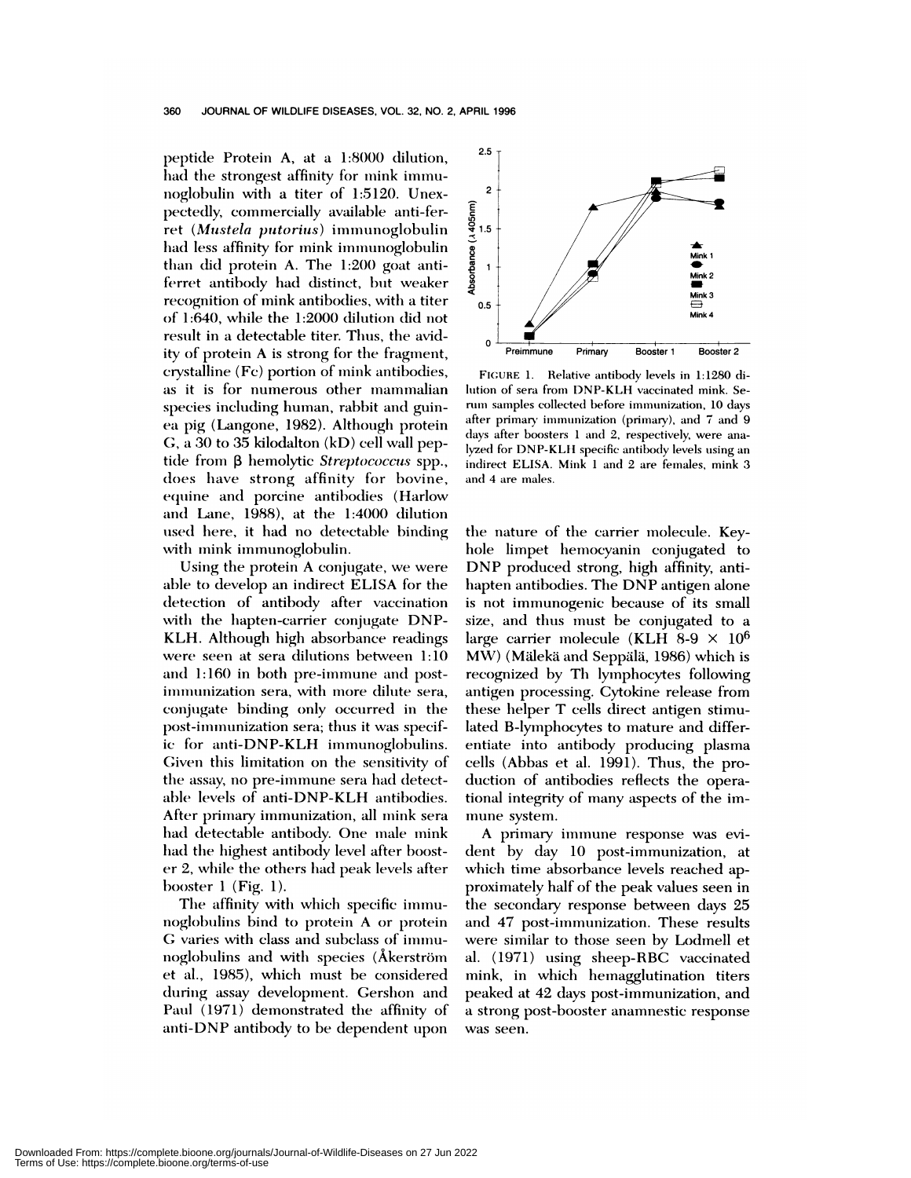peptide Protein A, at a 1:8000 dilution, had the strongest affinity for mink immunoglobulin with a titer of 1:5120. Unexpectedly, commercially available anti-ferret (*Mustela putorius*) immunoglobulin had less affinity for mink immunoglobulin than did protein A. The 1:200 goat anti-ferret antibody had distinct, but weaker recognition of mink antibodies, with a titer of 1:640, while the 1:2000 dilution did not result in a detectable titer. Thus, the avidity of protein A is strong for the fragment, crystalline (Fc) portion of mink antibodies, as it is for numerous other mammalian species including human, rabbit and guinea pig (Langone, 1982). Although protein G, a 30 to 35 kilodalton (kD) cell wall peptide from β hemolytic *Streptococcus* spp., does have strong affinity for bovine, equine and porcine antibodies (Harlow and Lane, 1988), at the 1:4000 dilution used here, it had no detectable binding with mink immunoglobulin.

Using the protein A conjugate, we were able to develop an indirect ELISA for the detection of antibody after vaccination with the hapten-carrier conjugate DNP-KLH. Although high absorbance readings were seen at sera dilutions between 1:10 and 1:160 in both pre-immune and post-immunization sera, with more dilute sera, conjugate binding only occurred in the post-immunization sera; thus it was specific for anti-DNP-KLH immunoglobulins. Given this limitation on the sensitivity of the assay, no pre-immune sera had detectable levels of anti-DNP-KLH antibodies. After primary immunization, all mink sera had detectable antibody. One male mink had the highest antibody level after booster 2, while the others had peak levels after booster 1 (Fig. 1).

The affinity with which specific immunoglobulins bind to protein A or protein G varies with class and subclass of immunoglobulins and with species (Åkerström et al., 1985), which must be considered during assay development. Gershon and Paul (1971) demonstrated the affinity of anti-DNP antibody to be dependent upon the nature of the carrier molecule. Keyhole limpet hemocyanin conjugated to DNP produced strong, high affinity, anti-hapten antibodies. The DNP antigen alone is not immunogenic because of its small size, and thus must be conjugated to a large carrier molecule (KLH 8-9 $\times$ $10^6$ MW) (Mäleká and Seppälä, 1986) which is recognized by Th lymphocytes following antigen processing. Cytokine release from these helper T cells direct antigen stimulated B-lymphocytes to mature and differentiate into antibody producing plasma cells (Abbas et al. 1991). Thus, the production of antibodies reflects the operational integrity of many aspects of the immune system.

FIGURE 1. Relative antibody levels in 1:1280 dilution of sera from DNP-KLH vaccinated mink. Serum samples collected before immunization, 10 days after primary immunization (primary), and 7 and 9 days after boosters 1 and 2, respectively, were analyzed for DNP-KLH specific antibody levels using an indirect ELISA. Mink 1 and 2 are females, mink 3 and 4 are males.

A primary immune response was evident by day 10 post-immunization, at which time absorbance levels reached approximately half of the peak values seen in the secondary response between days 25 and 47 post-immunization. These results were similar to those seen by Lodmell et al. (1971) using sheep-RBC vaccinated mink, in which hemagglutination titers peaked at 42 days post-immunization, and a strong post-booster anamnestic response was seen.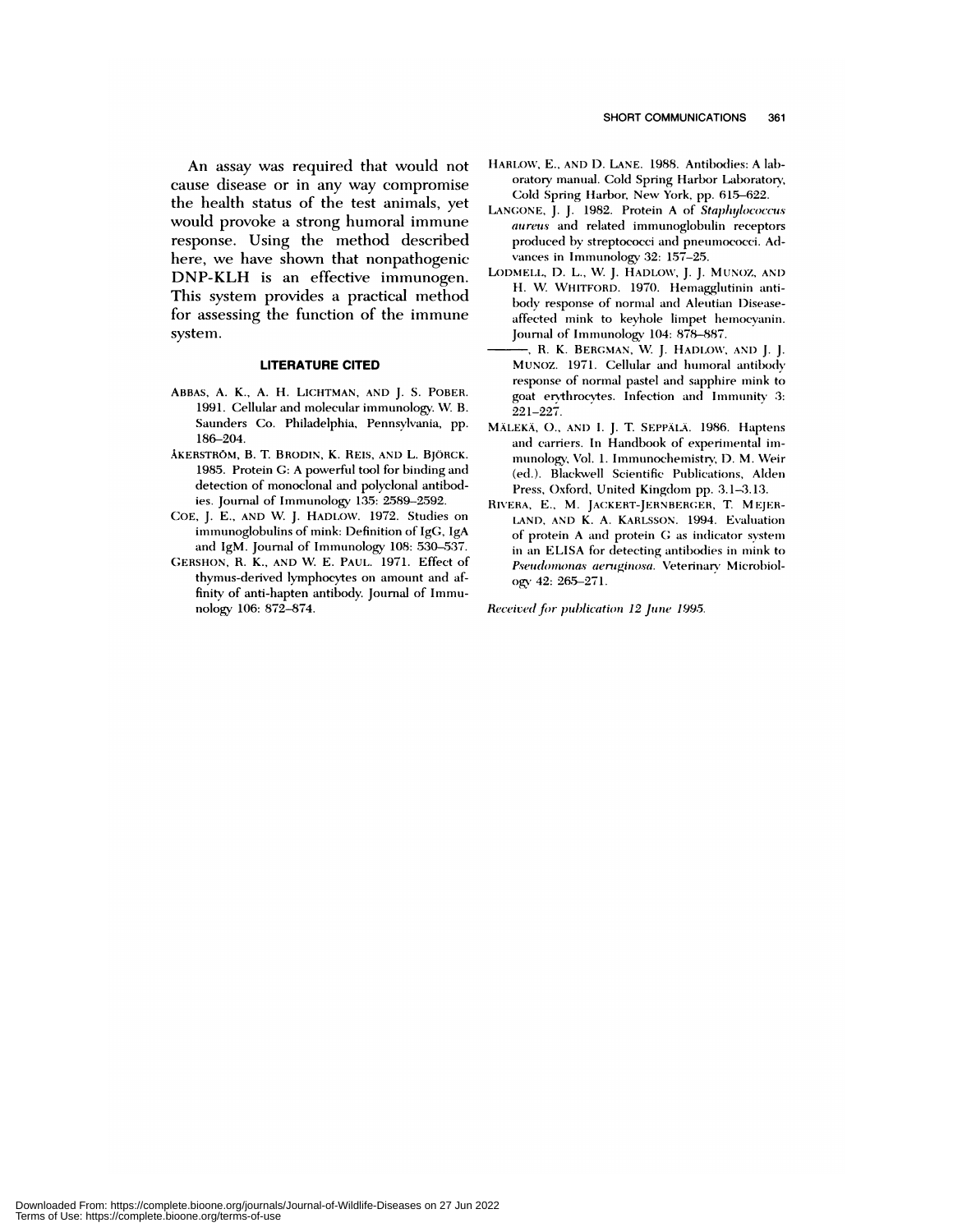An assay was required that would not cause disease or in any way compromise the health status of the test animals, yet would provoke a strong humoral immune response. Using the method described here, we have shown that nonpathogenic DNP-KLH is an effective immunogen. This system provides a practical method for assessing the function of the immune system.

## LITERATURE CITED

ABBAS, A. K., A. H. LICHTMAN, AND J. S. POBER. 1991. Cellular and molecular immunology. W. B. Saunders Co. Philadelphia, Pennsylvania, pp. 186–204.

ÅKERSTRÖM, B. T. BRODIN, K. REIS, AND L. BJÖRCK. 1985. Protein G: A powerful tool for binding and detection of monoclonal and polyclonal antibodies. Journal of Immunology 135: 2589–2592.

COE, J. E., AND W. J. HADLOW. 1972. Studies on immunoglobulins of mink: Definition of IgG, IgA and IgM. Journal of Immunology 108: 530–537.

GERSHON, R. K., AND W. E. PAUL. 1971. Effect of thymus-derived lymphocytes on amount and affinity of anti-hapten antibody. Journal of Immunology 106: 872–874.

HARLOW, E., AND D. LANE. 1988. Antibodies: A laboratory manual. Cold Spring Harbor Laboratory, Cold Spring Harbor, New York, pp. 615–622.

LANGONE, J. J. 1982. Protein A of *Staphylococcus aureus* and related immunoglobulin receptors produced by streptococci and pneumococci. Advances in Immunology 32: 157–25.

LODMELL, D. L., W. J. HADLOW, J. J. MUNOZ, AND H. W. WHITFORD. 1970. Hemagglutinin antibody response of normal and Aleutian Disease-affected mink to keyhole limpet hemocyanin. Journal of Immunology 104: 878–887.

———, R. K. BERGMAN, W. J. HADLOW, AND J. J. MUNOZ. 1971. Cellular and humoral antibody response of normal pastel and sapphire mink to goat erythrocytes. Infection and Immunity 3: 221–227.

MÄLEKÄ, O., AND I. J. T. SEPPÄLÄ. 1986. Haptens and carriers. In Handbook of experimental immunology, Vol. 1. Immunochemistry, D. M. Weir (ed.). Blackwell Scientific Publications, Alden Press, Oxford, United Kingdom pp. 3.1–3.13.

RIVERA, E., M. JACKERT-JERNBERGER, T. MEJERLAND, AND K. A. KARLSSON. 1994. Evaluation of protein A and protein G as indicator system in an ELISA for detecting antibodies in mink to *Pseudomonas aeruginosa*. Veterinary Microbiology 42: 265–271.

*Received for publication 12 June 1995.*